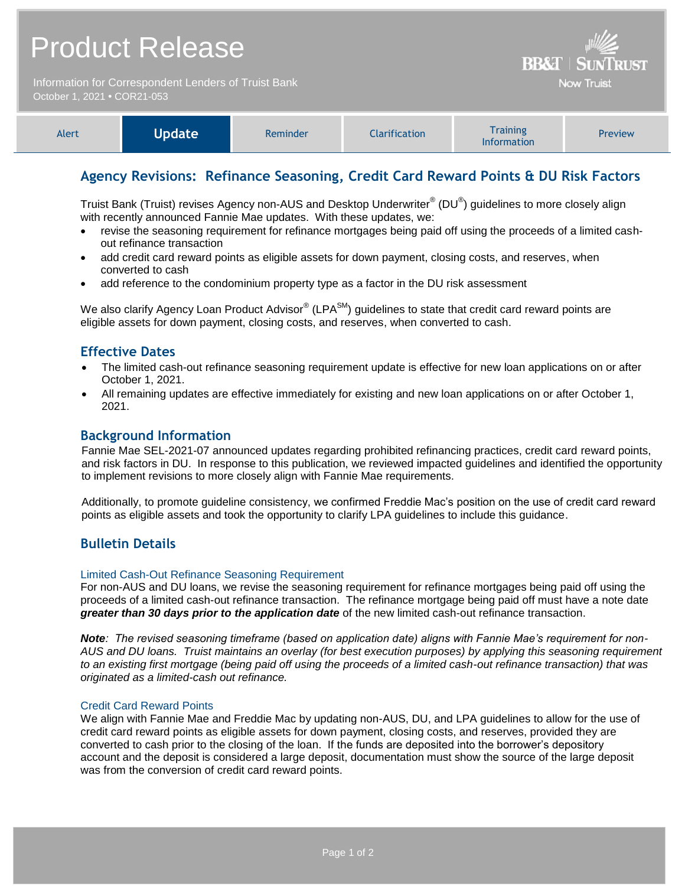# Product Release

Information for Correspondent Lenders of Truist Bank
October 1, 2021 • COR21-053

BB&T | SunTrust
Now Truist

| Alert | **Update** | Reminder | Clarification | Training Information | Preview |
|---|---|---|---|---|---|

## Agency Revisions: Refinance Seasoning, Credit Card Reward Points & DU Risk Factors

Truist Bank (Truist) revises Agency non-AUS and Desktop Underwriter® (DU®) guidelines to more closely align with recently announced Fannie Mae updates. With these updates, we:

- revise the seasoning requirement for refinance mortgages being paid off using the proceeds of a limited cash-out refinance transaction
- add credit card reward points as eligible assets for down payment, closing costs, and reserves, when converted to cash
- add reference to the condominium property type as a factor in the DU risk assessment

We also clarify Agency Loan Product Advisor® (LPA℠) guidelines to state that credit card reward points are eligible assets for down payment, closing costs, and reserves, when converted to cash.

## Effective Dates

- The limited cash-out refinance seasoning requirement update is effective for new loan applications on or after October 1, 2021.
- All remaining updates are effective immediately for existing and new loan applications on or after October 1, 2021.

## Background Information

Fannie Mae SEL-2021-07 announced updates regarding prohibited refinancing practices, credit card reward points, and risk factors in DU. In response to this publication, we reviewed impacted guidelines and identified the opportunity to implement revisions to more closely align with Fannie Mae requirements.

Additionally, to promote guideline consistency, we confirmed Freddie Mac's position on the use of credit card reward points as eligible assets and took the opportunity to clarify LPA guidelines to include this guidance.

## Bulletin Details

### Limited Cash-Out Refinance Seasoning Requirement

For non-AUS and DU loans, we revise the seasoning requirement for refinance mortgages being paid off using the proceeds of a limited cash-out refinance transaction. The refinance mortgage being paid off must have a note date ***greater than 30 days prior to the application date*** of the new limited cash-out refinance transaction.

***Note****: The revised seasoning timeframe (based on application date) aligns with Fannie Mae's requirement for non-AUS and DU loans. Truist maintains an overlay (for best execution purposes) by applying this seasoning requirement to an existing first mortgage (being paid off using the proceeds of a limited cash-out refinance transaction) that was originated as a limited-cash out refinance.*

### Credit Card Reward Points

We align with Fannie Mae and Freddie Mac by updating non-AUS, DU, and LPA guidelines to allow for the use of credit card reward points as eligible assets for down payment, closing costs, and reserves, provided they are converted to cash prior to the closing of the loan. If the funds are deposited into the borrower's depository account and the deposit is considered a large deposit, documentation must show the source of the large deposit was from the conversion of credit card reward points.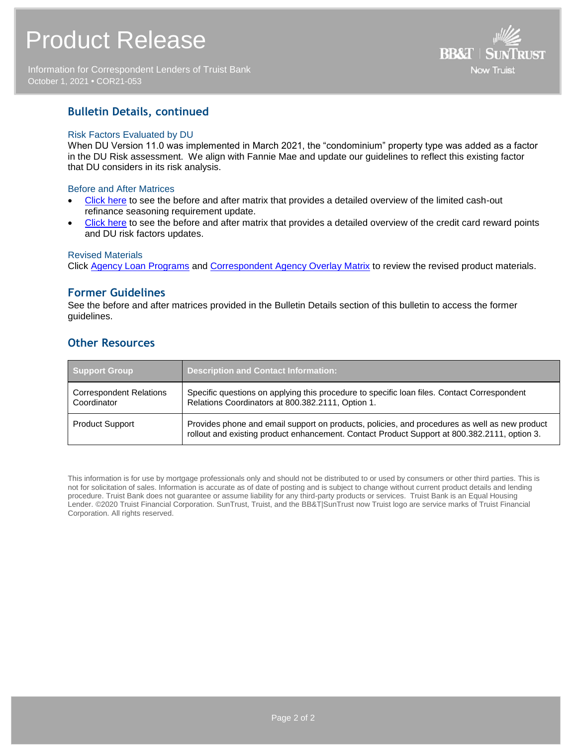## Bulletin Details, continued

### Risk Factors Evaluated by DU

When DU Version 11.0 was implemented in March 2021, the "condominium" property type was added as a factor in the DU Risk assessment. We align with Fannie Mae and update our guidelines to reflect this existing factor that DU considers in its risk analysis.

### Before and After Matrices

- Click here to see the before and after matrix that provides a detailed overview of the limited cash-out refinance seasoning requirement update.
- Click here to see the before and after matrix that provides a detailed overview of the credit card reward points and DU risk factors updates.

### Revised Materials

Click Agency Loan Programs and Correspondent Agency Overlay Matrix to review the revised product materials.

## Former Guidelines

See the before and after matrices provided in the Bulletin Details section of this bulletin to access the former guidelines.

## Other Resources

| Support Group | Description and Contact Information: |
|---|---|
| Correspondent Relations Coordinator | Specific questions on applying this procedure to specific loan files. Contact Correspondent Relations Coordinators at 800.382.2111, Option 1. |
| Product Support | Provides phone and email support on products, policies, and procedures as well as new product rollout and existing product enhancement. Contact Product Support at 800.382.2111, option 3. |

This information is for use by mortgage professionals only and should not be distributed to or used by consumers or other third parties. This is not for solicitation of sales. Information is accurate as of date of posting and is subject to change without current product details and lending procedure. Truist Bank does not guarantee or assume liability for any third-party products or services. Truist Bank is an Equal Housing Lender. ©2020 Truist Financial Corporation. SunTrust, Truist, and the BB&T|SunTrust now Truist logo are service marks of Truist Financial Corporation. All rights reserved.